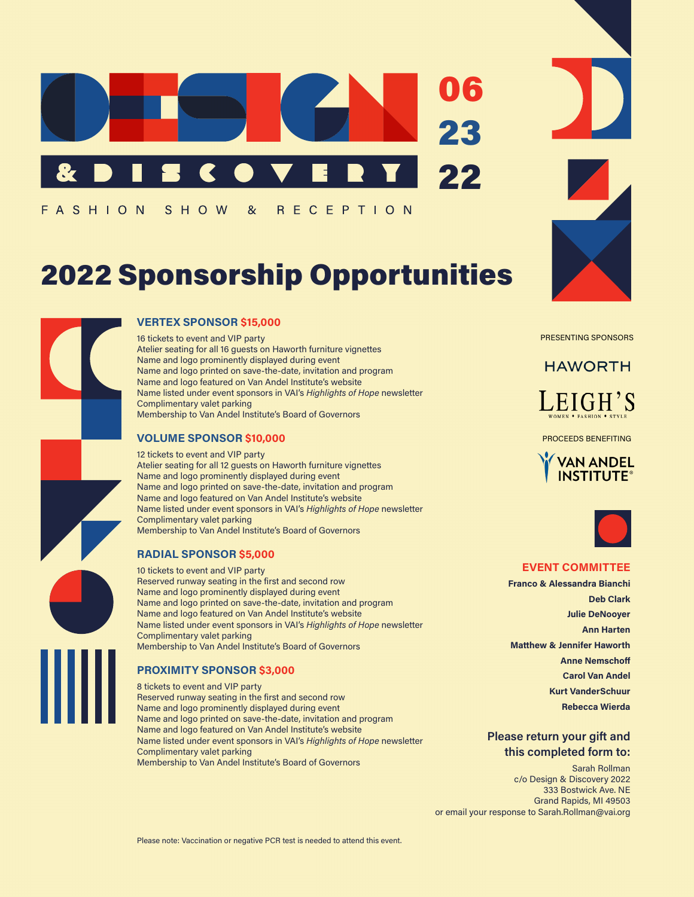# DESIGN & DISCOVERY

06 23 22

FASHION SHOW & RECEPTION

# 2022 Sponsorship Opportunities

### VERTEX SPONSOR $15,000

16 tickets to event and VIP party
Atelier seating for all 16 guests on Haworth furniture vignettes
Name and logo prominently displayed during event
Name and logo printed on save-the-date, invitation and program
Name and logo featured on Van Andel Institute's website
Name listed under event sponsors in VAI's *Highlights of Hope* newsletter
Complimentary valet parking
Membership to Van Andel Institute's Board of Governors

### VOLUME SPONSOR $10,000

12 tickets to event and VIP party
Atelier seating for all 12 guests on Haworth furniture vignettes
Name and logo prominently displayed during event
Name and logo printed on save-the-date, invitation and program
Name and logo featured on Van Andel Institute's website
Name listed under event sponsors in VAI's *Highlights of Hope* newsletter
Complimentary valet parking
Membership to Van Andel Institute's Board of Governors

### RADIAL SPONSOR $5,000

10 tickets to event and VIP party
Reserved runway seating in the first and second row
Name and logo prominently displayed during event
Name and logo printed on save-the-date, invitation and program
Name and logo featured on Van Andel Institute's website
Name listed under event sponsors in VAI's *Highlights of Hope* newsletter
Complimentary valet parking
Membership to Van Andel Institute's Board of Governors

### PROXIMITY SPONSOR $3,000

8 tickets to event and VIP party
Reserved runway seating in the first and second row
Name and logo prominently displayed during event
Name and logo printed on save-the-date, invitation and program
Name and logo featured on Van Andel Institute's website
Name listed under event sponsors in VAI's *Highlights of Hope* newsletter
Complimentary valet parking
Membership to Van Andel Institute's Board of Governors

PRESENTING SPONSORS

HAWORTH

LEIGH'S
WOMEN • FASHION • STYLE

PROCEEDS BENEFITING

VAN ANDEL INSTITUTE®

### EVENT COMMITTEE

**Franco & Alessandra Bianchi**
**Deb Clark**
**Julie DeNooyer**
**Ann Harten**
**Matthew & Jennifer Haworth**
**Anne Nemschoff**
**Carol Van Andel**
**Kurt VanderSchuur**
**Rebecca Wierda**

**Please return your gift and this completed form to:**

Sarah Rollman
c/o Design & Discovery 2022
333 Bostwick Ave. NE
Grand Rapids, MI 49503
or email your response to Sarah.Rollman@vai.org

Please note: Vaccination or negative PCR test is needed to attend this event.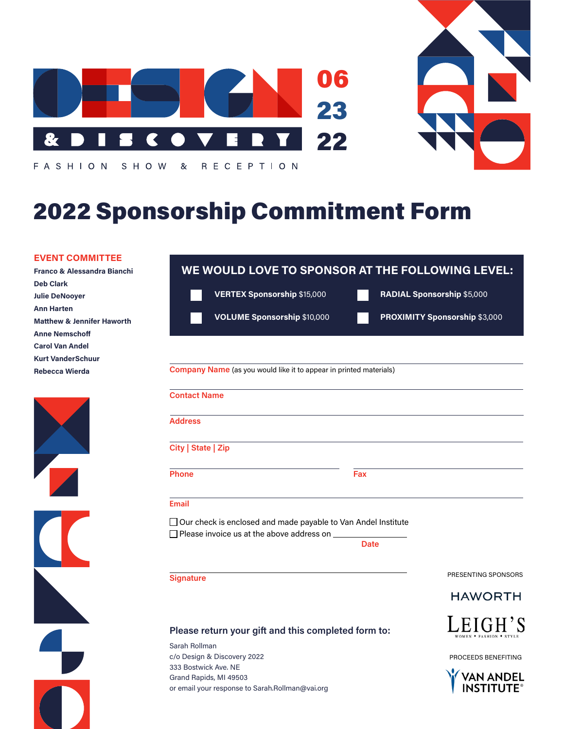# DESIGN & DISCOVERY

06
23
22

FASHION SHOW & RECEPTION

# 2022 Sponsorship Commitment Form

**EVENT COMMITTEE**

**Franco & Alessandra Bianchi**
**Deb Clark**
**Julie DeNooyer**
**Ann Harten**
**Matthew & Jennifer Haworth**
**Anne Nemschoff**
**Carol Van Andel**
**Kurt VanderSchuur**
**Rebecca Wierda**

## WE WOULD LOVE TO SPONSOR AT THE FOLLOWING LEVEL:

- ☐ **VERTEX Sponsorship** $15,000
- ☐ **RADIAL Sponsorship** $5,000
- ☐ **VOLUME Sponsorship** $10,000
- ☐ **PROXIMITY Sponsorship** $3,000

Company Name (as you would like it to appear in printed materials) ______________________

Contact Name ______________________

Address ______________________

City | State | Zip ______________________

Phone ______________________ Fax ______________________

Email ______________________

☐ Our check is enclosed and made payable to Van Andel Institute

☐ Please invoice us at the above address on ______________________ Date

______________________
Signature

### Please return your gift and this completed form to:

Sarah Rollman
c/o Design & Discovery 2022
333 Bostwick Ave. NE
Grand Rapids, MI 49503
or email your response to Sarah.Rollman@vai.org

PRESENTING SPONSORS

HAWORTH

LEIGH'S
WOMEN • FASHION • STYLE

PROCEEDS BENEFITING

VAN ANDEL INSTITUTE®